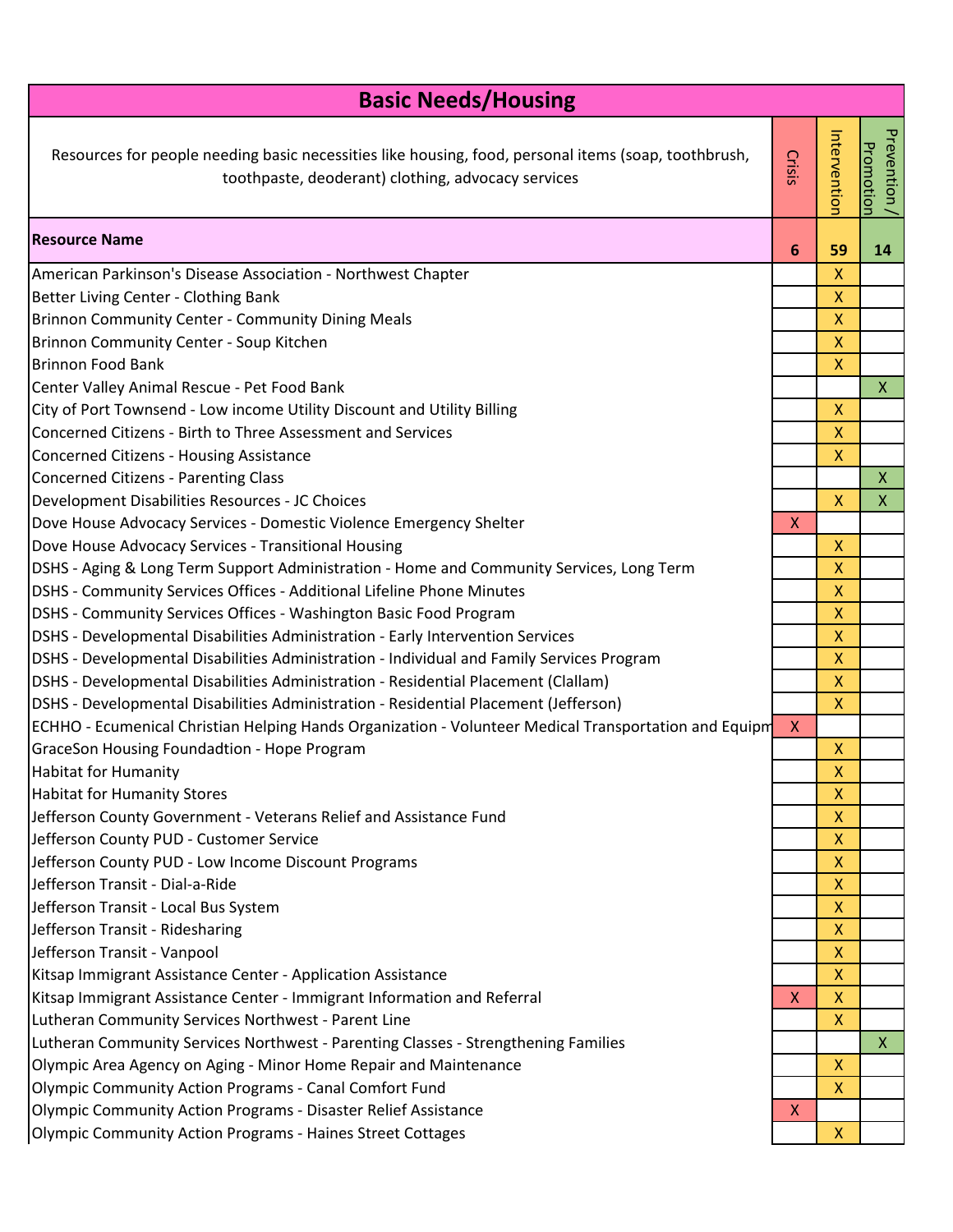# Basic Needs/Housing

| Resources for people needing basic necessities like housing, food, personal items (soap, toothbrush, toothpaste, deoderant) clothing, advocacy services | Crisis | Intervention | Prevention / Promotion |
|---|---|---|---|
| **Resource Name** | 6 | 59 | 14 |
| American Parkinson's Disease Association - Northwest Chapter | | X | |
| Better Living Center - Clothing Bank | | X | |
| Brinnon Community Center - Community Dining Meals | | X | |
| Brinnon Community Center - Soup Kitchen | | X | |
| Brinnon Food Bank | | X | |
| Center Valley Animal Rescue - Pet Food Bank | | | X |
| City of Port Townsend - Low income Utility Discount and Utility Billing | | X | |
| Concerned Citizens - Birth to Three Assessment and Services | | X | |
| Concerned Citizens - Housing Assistance | | X | |
| Concerned Citizens - Parenting Class | | | X |
| Development Disabilities Resources - JC Choices | | X | X |
| Dove House Advocacy Services - Domestic Violence Emergency Shelter | X | | |
| Dove House Advocacy Services - Transitional Housing | | X | |
| DSHS - Aging & Long Term Support Administration - Home and Community Services, Long Term | | X | |
| DSHS - Community Services Offices - Additional Lifeline Phone Minutes | | X | |
| DSHS - Community Services Offices - Washington Basic Food Program | | X | |
| DSHS - Developmental Disabilities Administration - Early Intervention Services | | X | |
| DSHS - Developmental Disabilities Administration - Individual and Family Services Program | | X | |
| DSHS - Developmental Disabilities Administration - Residential Placement (Clallam) | | X | |
| DSHS - Developmental Disabilities Administration - Residential Placement (Jefferson) | | X | |
| ECHHO - Ecumenical Christian Helping Hands Organization - Volunteer Medical Transportation and Equipm | X | | |
| GraceSon Housing Foundadtion - Hope Program | | X | |
| Habitat for Humanity | | X | |
| Habitat for Humanity Stores | | X | |
| Jefferson County Government - Veterans Relief and Assistance Fund | | X | |
| Jefferson County PUD - Customer Service | | X | |
| Jefferson County PUD - Low Income Discount Programs | | X | |
| Jefferson Transit - Dial-a-Ride | | X | |
| Jefferson Transit - Local Bus System | | X | |
| Jefferson Transit - Ridesharing | | X | |
| Jefferson Transit - Vanpool | | X | |
| Kitsap Immigrant Assistance Center - Application Assistance | | X | |
| Kitsap Immigrant Assistance Center - Immigrant Information and Referral | X | X | |
| Lutheran Community Services Northwest - Parent Line | | X | |
| Lutheran Community Services Northwest - Parenting Classes - Strengthening Families | | | X |
| Olympic Area Agency on Aging - Minor Home Repair and Maintenance | | X | |
| Olympic Community Action Programs - Canal Comfort Fund | | X | |
| Olympic Community Action Programs - Disaster Relief Assistance | X | | |
| Olympic Community Action Programs - Haines Street Cottages | | X | |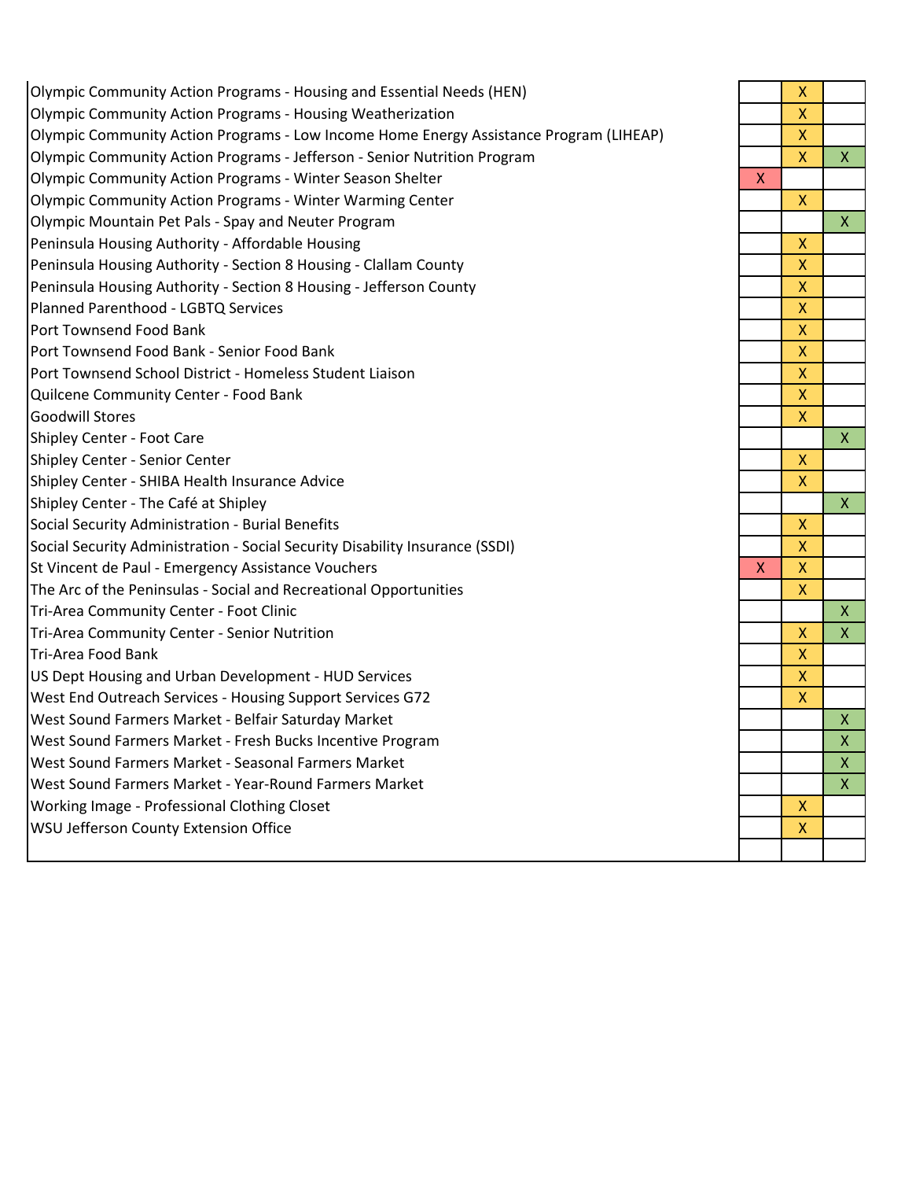| | | | |
|---|---|---|---|
| Olympic Community Action Programs - Housing and Essential Needs (HEN) | | X | |
| Olympic Community Action Programs - Housing Weatherization | | X | |
| Olympic Community Action Programs - Low Income Home Energy Assistance Program (LIHEAP) | | X | |
| Olympic Community Action Programs - Jefferson - Senior Nutrition Program | | X | X |
| Olympic Community Action Programs - Winter Season Shelter | X | | |
| Olympic Community Action Programs - Winter Warming Center | | X | |
| Olympic Mountain Pet Pals - Spay and Neuter Program | | | X |
| Peninsula Housing Authority - Affordable Housing | | X | |
| Peninsula Housing Authority - Section 8 Housing - Clallam County | | X | |
| Peninsula Housing Authority - Section 8 Housing - Jefferson County | | X | |
| Planned Parenthood - LGBTQ Services | | X | |
| Port Townsend Food Bank | | X | |
| Port Townsend Food Bank - Senior Food Bank | | X | |
| Port Townsend School District - Homeless Student Liaison | | X | |
| Quilcene Community Center - Food Bank | | X | |
| Goodwill Stores | | X | |
| Shipley Center - Foot Care | | | X |
| Shipley Center - Senior Center | | X | |
| Shipley Center - SHIBA Health Insurance Advice | | X | |
| Shipley Center - The Café at Shipley | | | X |
| Social Security Administration - Burial Benefits | | X | |
| Social Security Administration - Social Security Disability Insurance (SSDI) | | X | |
| St Vincent de Paul - Emergency Assistance Vouchers | X | X | |
| The Arc of the Peninsulas - Social and Recreational Opportunities | | X | |
| Tri-Area Community Center - Foot Clinic | | | X |
| Tri-Area Community Center - Senior Nutrition | | X | X |
| Tri-Area Food Bank | | X | |
| US Dept Housing and Urban Development - HUD Services | | X | |
| West End Outreach Services - Housing Support Services G72 | | X | |
| West Sound Farmers Market - Belfair Saturday Market | | | X |
| West Sound Farmers Market - Fresh Bucks Incentive Program | | | X |
| West Sound Farmers Market - Seasonal Farmers Market | | | X |
| West Sound Farmers Market - Year-Round Farmers Market | | | X |
| Working Image - Professional Clothing Closet | | X | |
| WSU Jefferson County Extension Office | | X | |